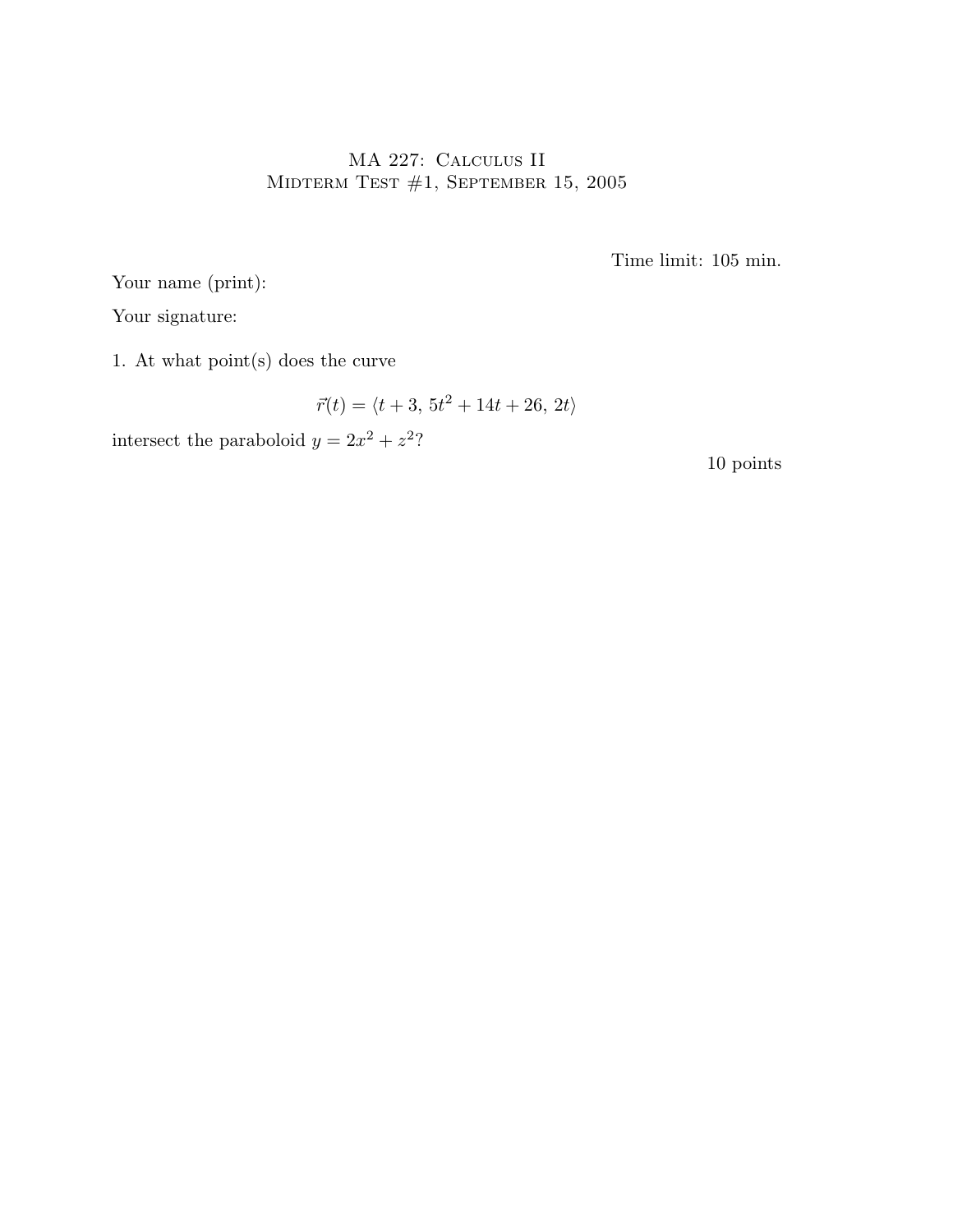# MA 227: Calculus II
## Midterm Test #1, September 15, 2005

Time limit: 105 min.

Your name (print):

Your signature:

1. At what point(s) does the curve

$$\vec{r}(t) = \langle t + 3,\ 5t^2 + 14t + 26,\ 2t \rangle$$

intersect the paraboloid $y = 2x^2 + z^2$?

10 points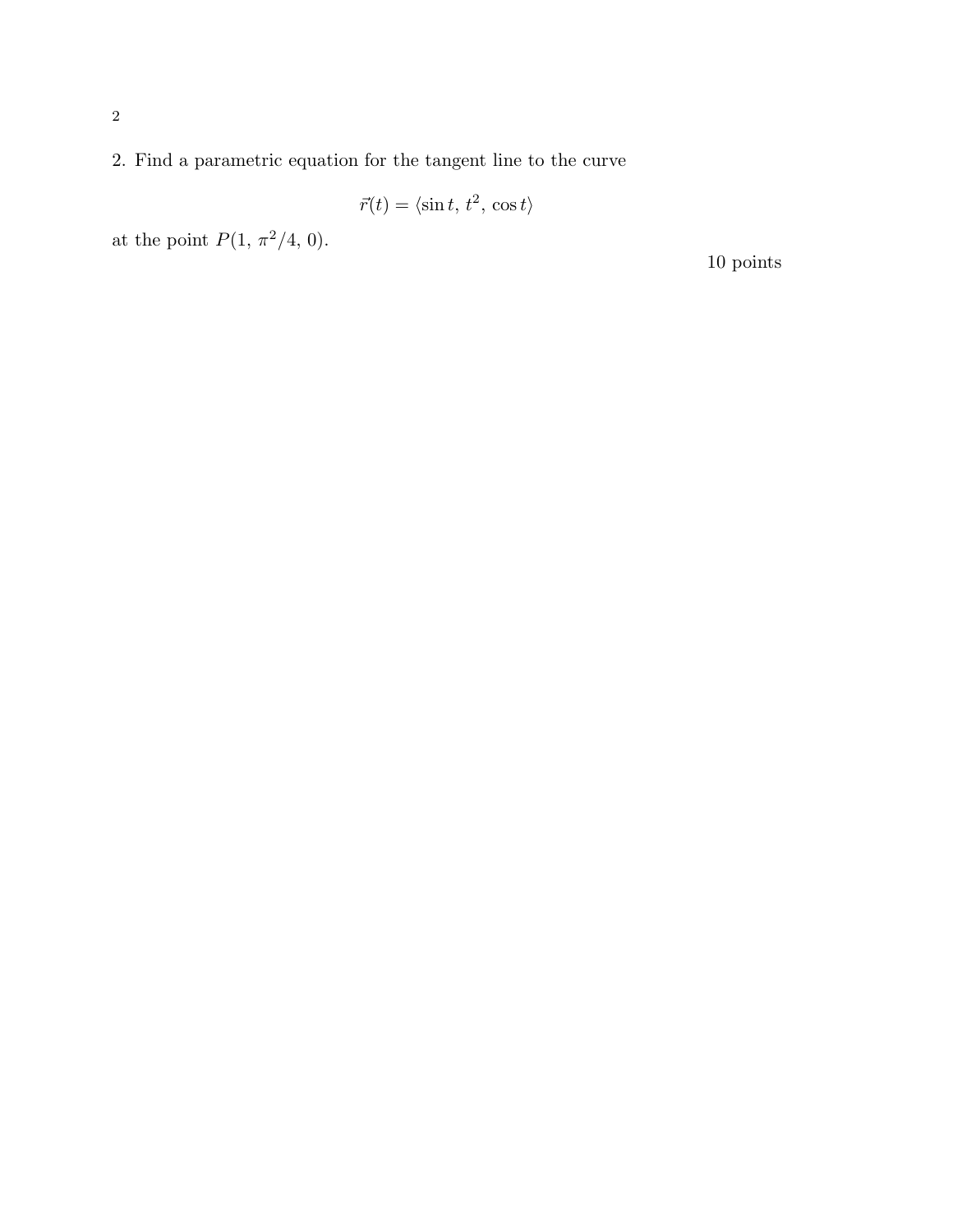2. Find a parametric equation for the tangent line to the curve

$$\vec{r}(t) = \langle \sin t,\, t^2,\, \cos t \rangle$$

at the point $P(1,\, \pi^2/4,\, 0)$.

10 points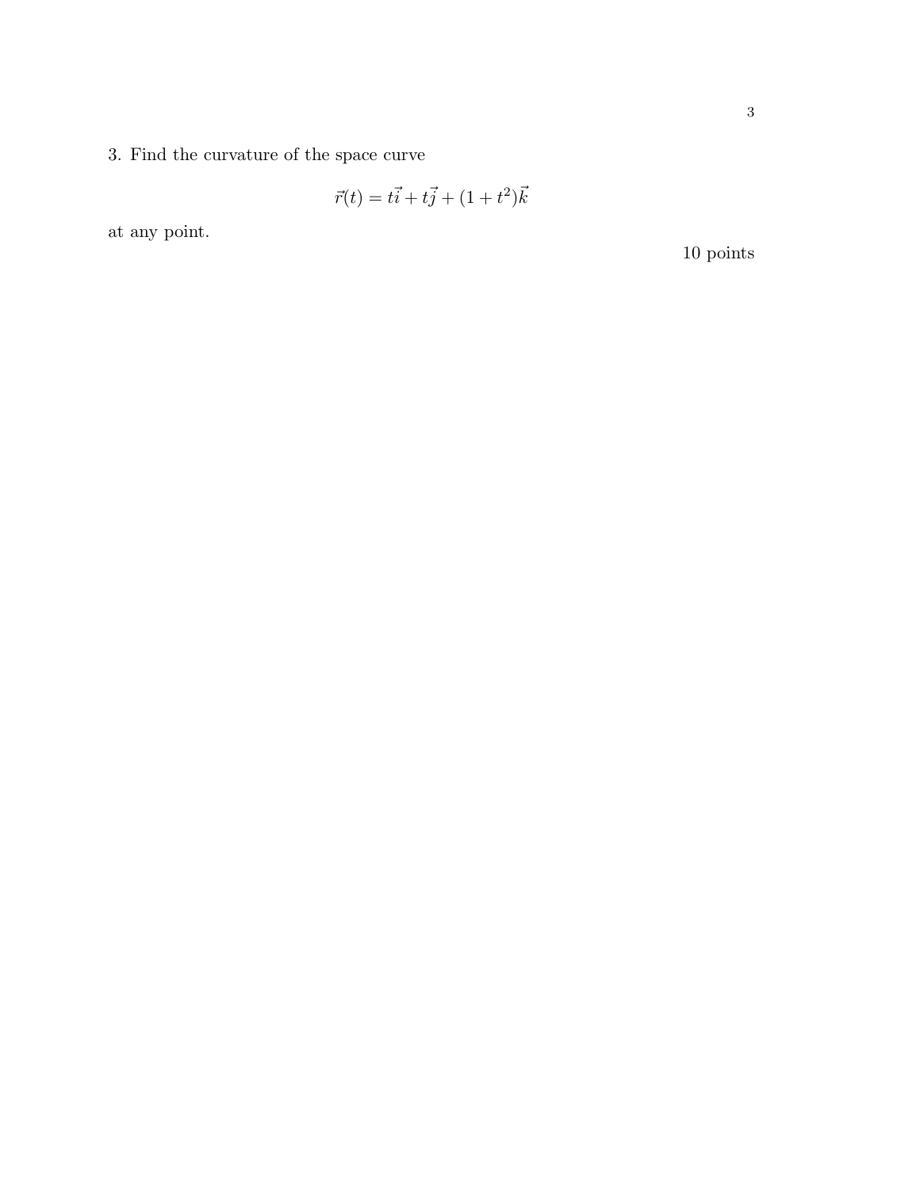3. Find the curvature of the space curve

$$\vec{r}(t) = t\vec{i} + t\vec{j} + (1 + t^2)\vec{k}$$

at any point.

10 points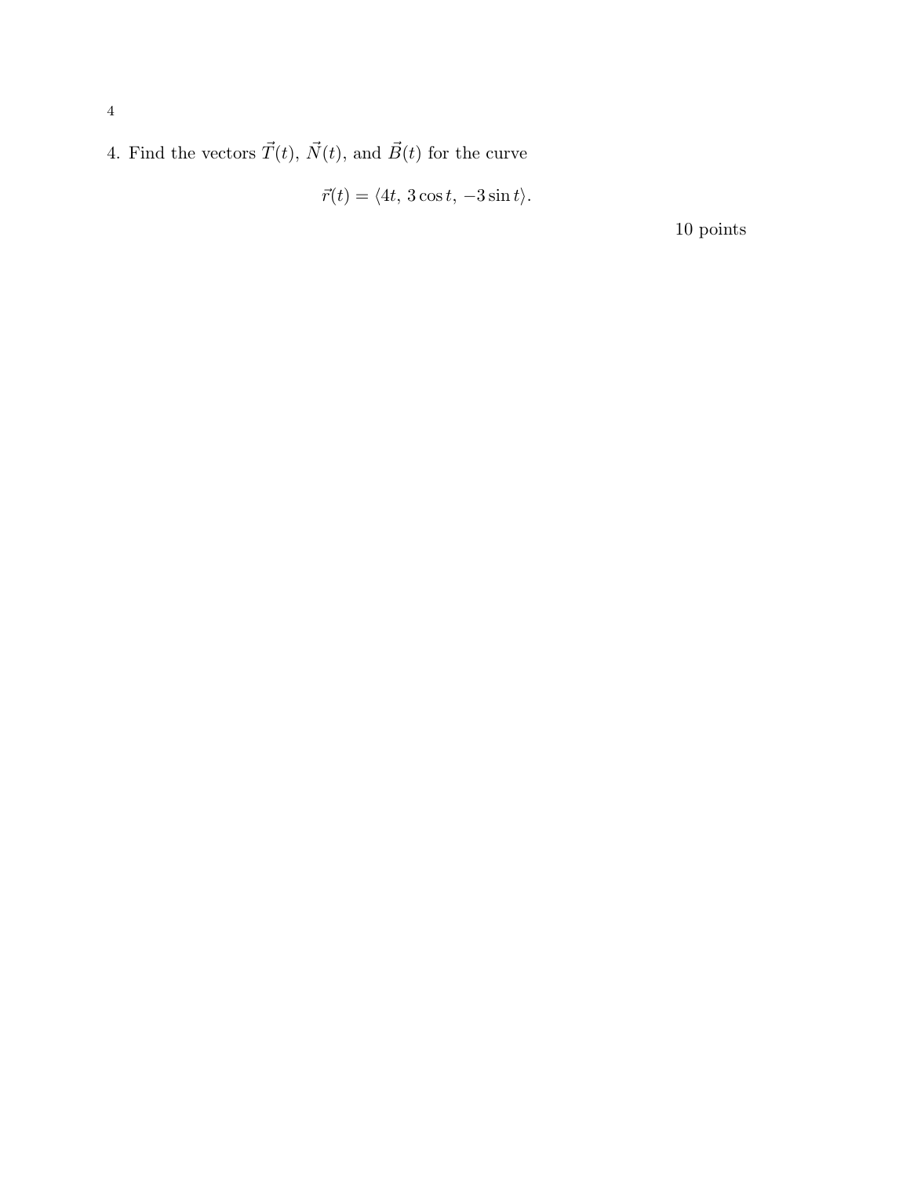4. Find the vectors $\vec{T}(t)$, $\vec{N}(t)$, and $\vec{B}(t)$ for the curve

$$\vec{r}(t) = \langle 4t,\, 3\cos t,\, -3\sin t \rangle.$$

10 points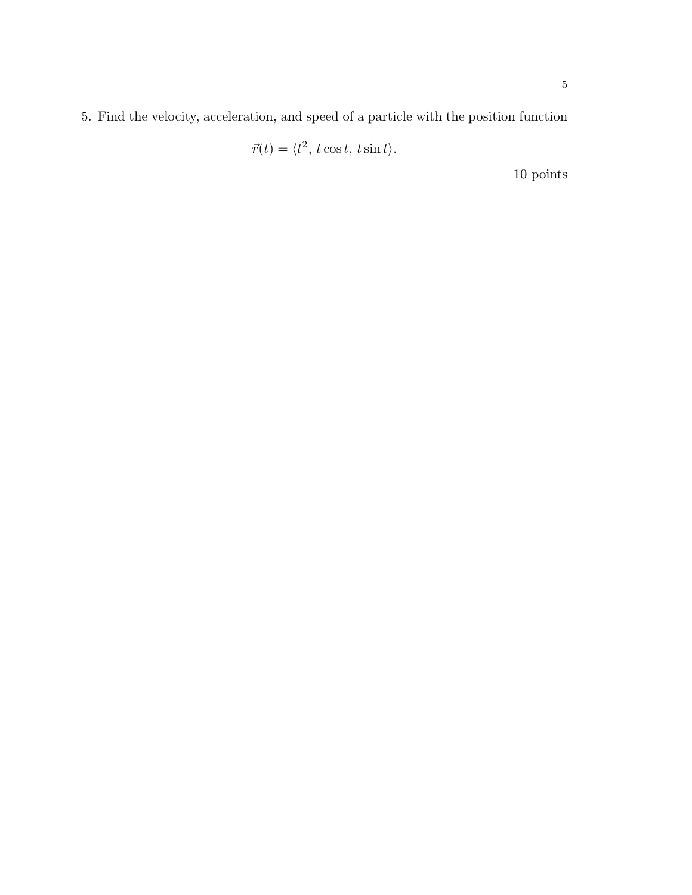5. Find the velocity, acceleration, and speed of a particle with the position function

$$\vec{r}(t) = \langle t^2,\ t\cos t,\ t\sin t\rangle.$$

10 points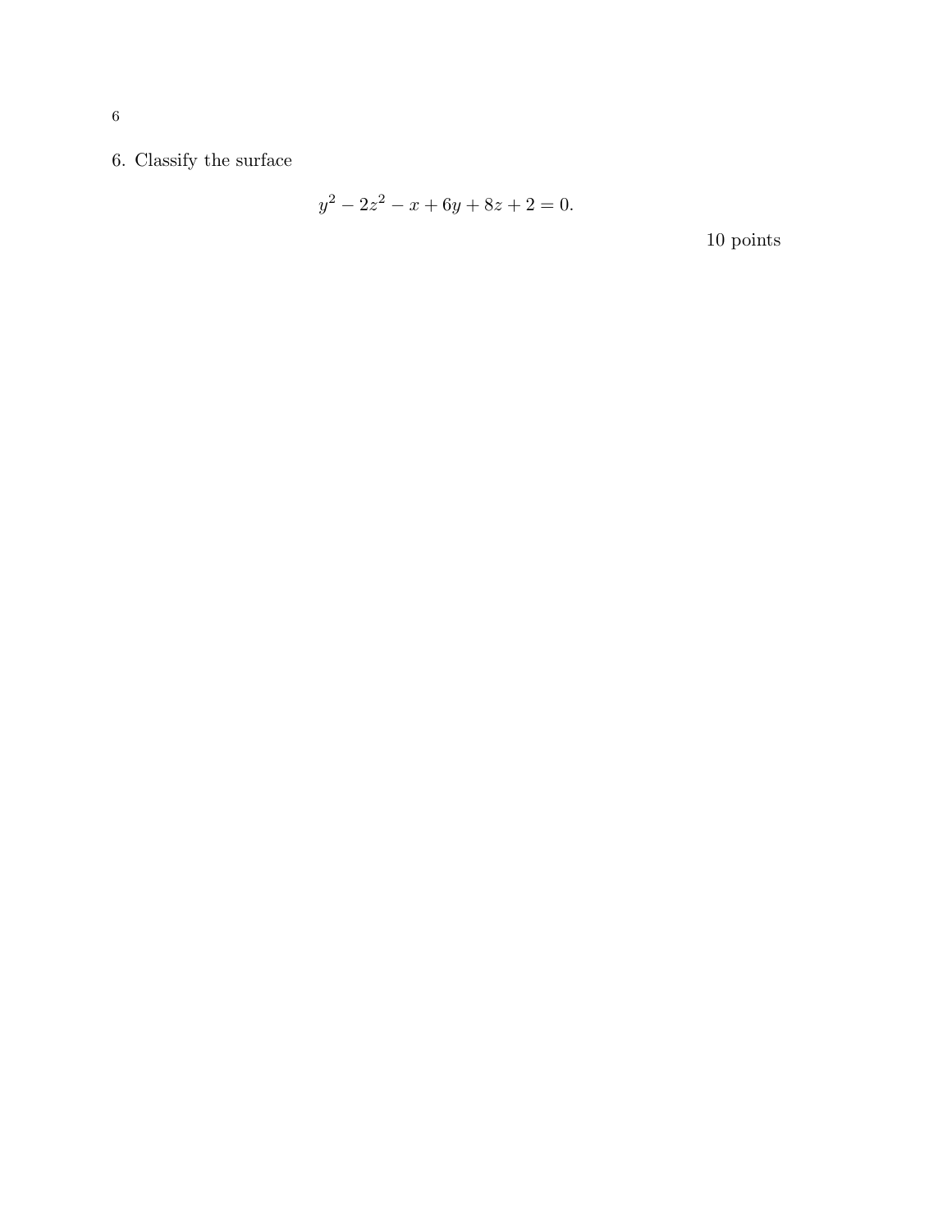6. Classify the surface

$$y^2 - 2z^2 - x + 6y + 8z + 2 = 0.$$

10 points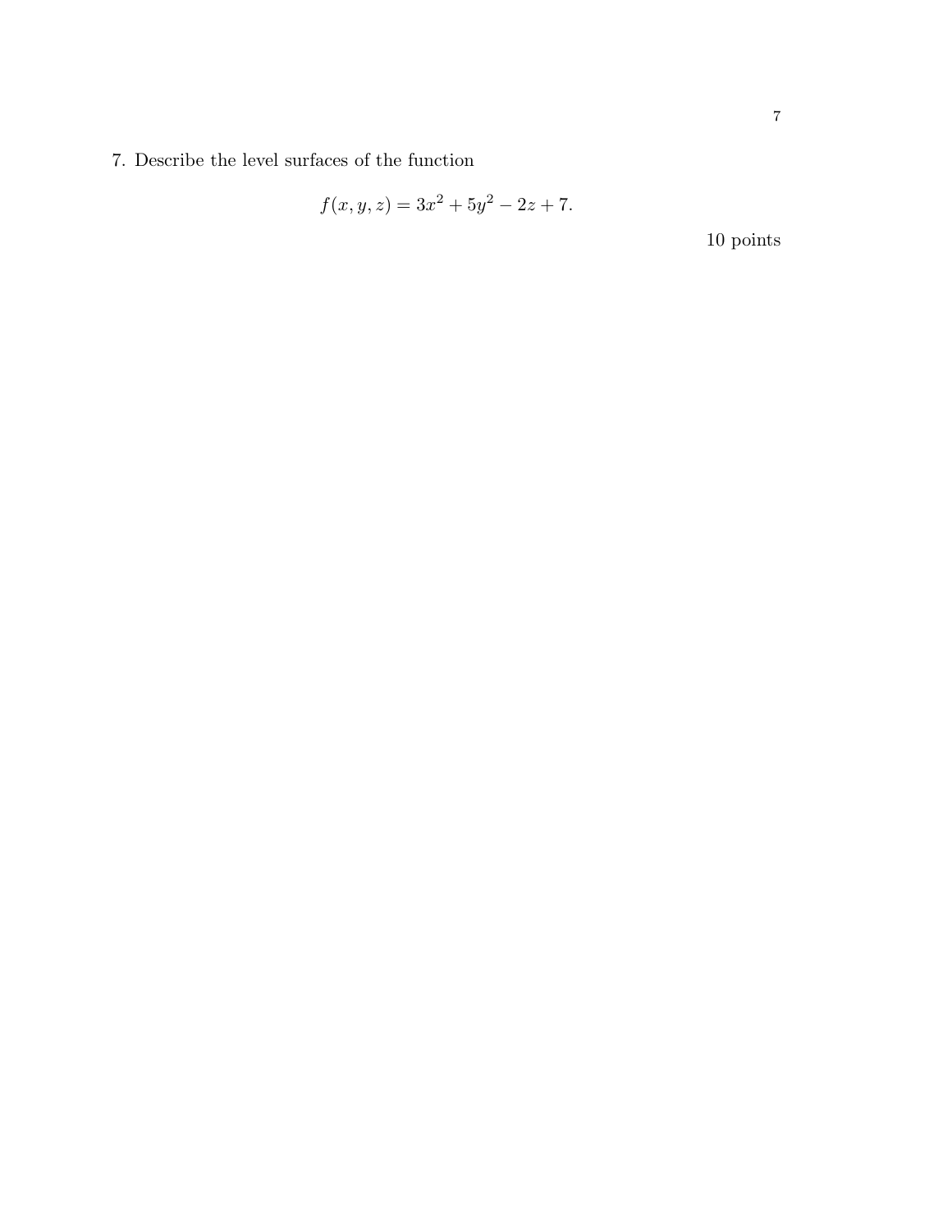7. Describe the level surfaces of the function

$$f(x, y, z) = 3x^2 + 5y^2 - 2z + 7.$$

10 points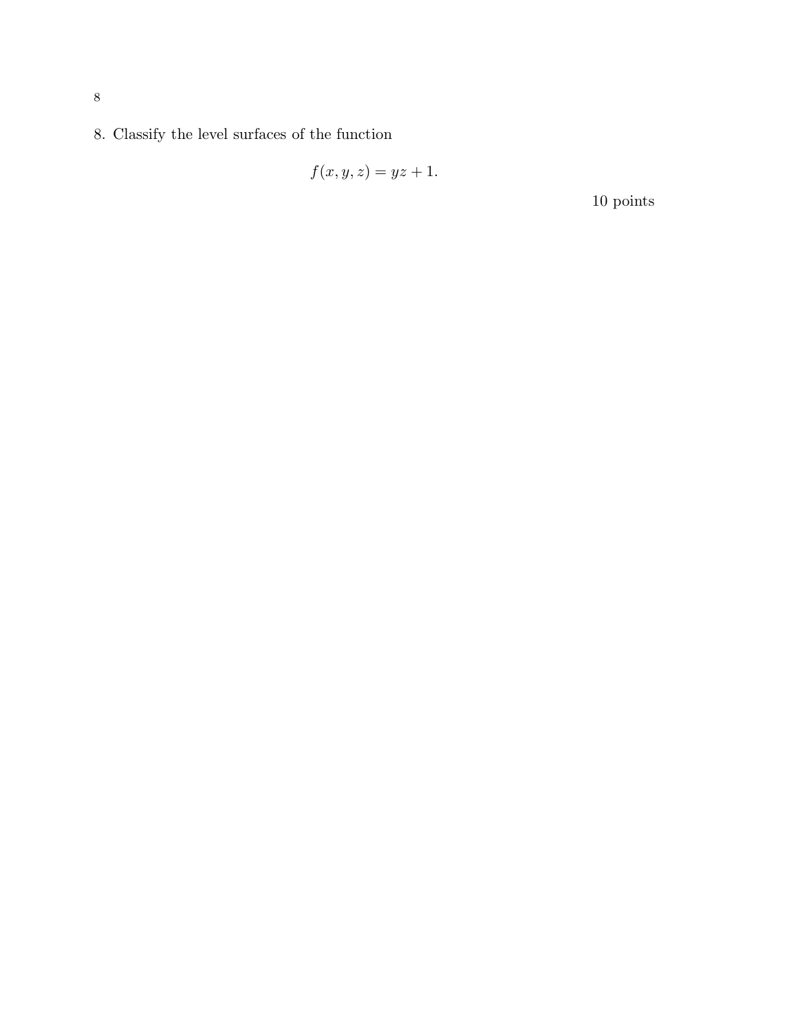8. Classify the level surfaces of the function

$$f(x, y, z) = yz + 1.$$

10 points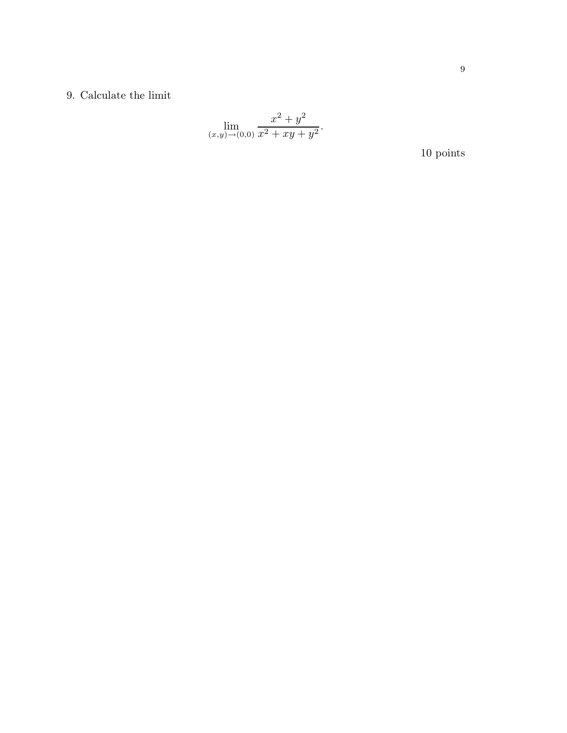9. Calculate the limit

$$\lim_{(x,y)\to(0,0)} \frac{x^2+y^2}{x^2+xy+y^2}.$$

10 points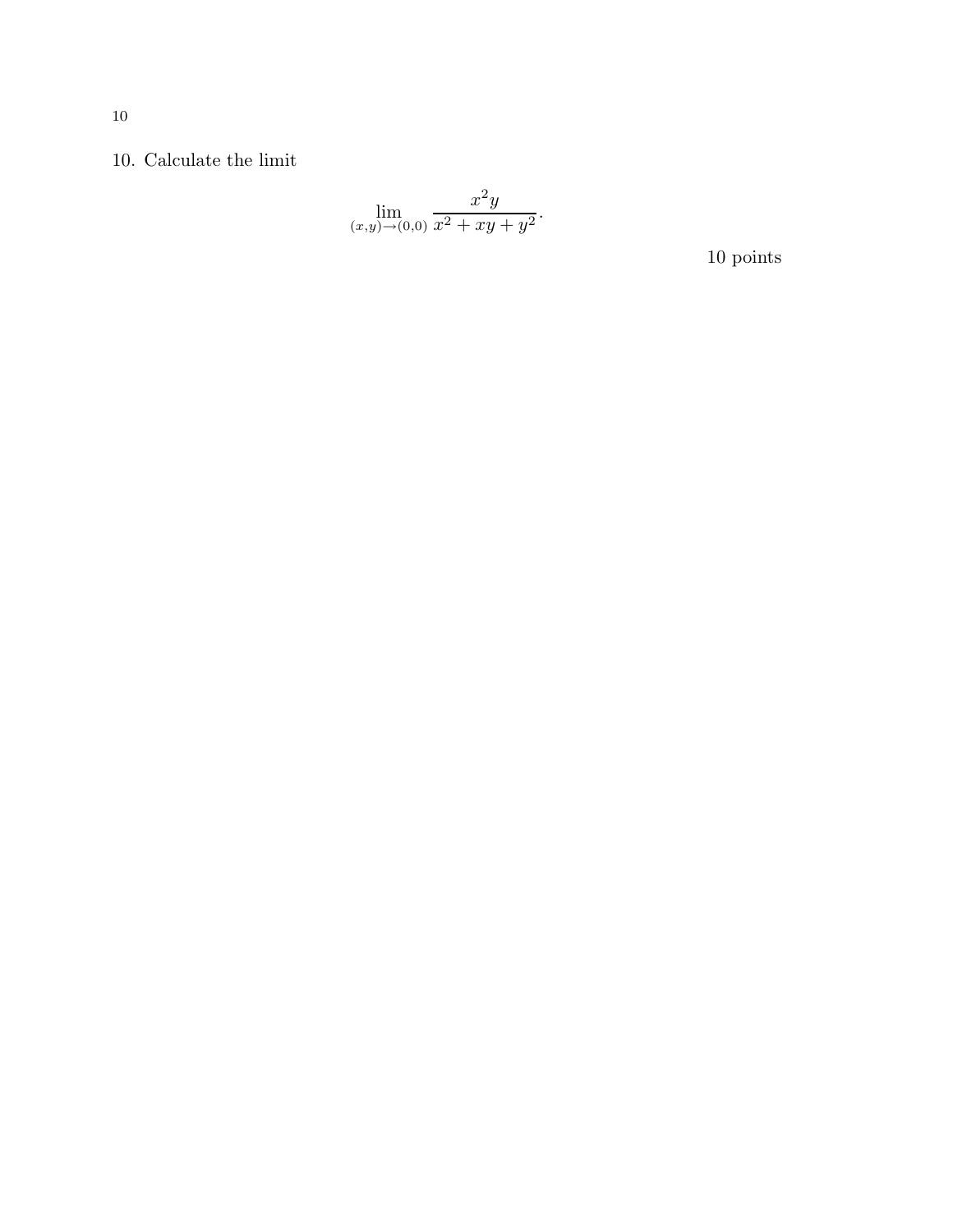10. Calculate the limit

$$\lim_{(x,y)\to(0,0)} \frac{x^2y}{x^2+xy+y^2}.$$

10 points